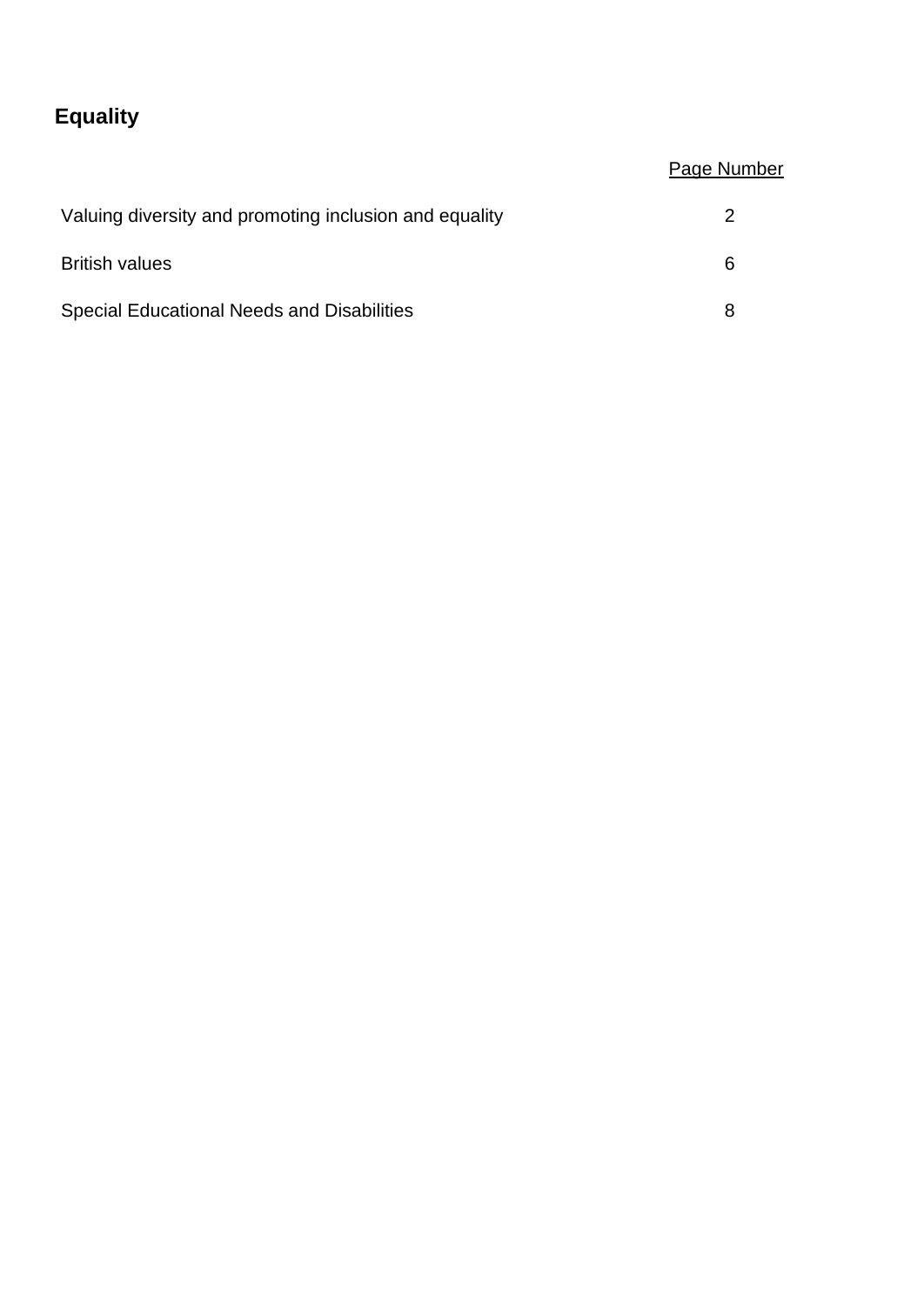# Equality

| | Page Number |
|---|---|
| Valuing diversity and promoting inclusion and equality | 2 |
| British values | 6 |
| Special Educational Needs and Disabilities | 8 |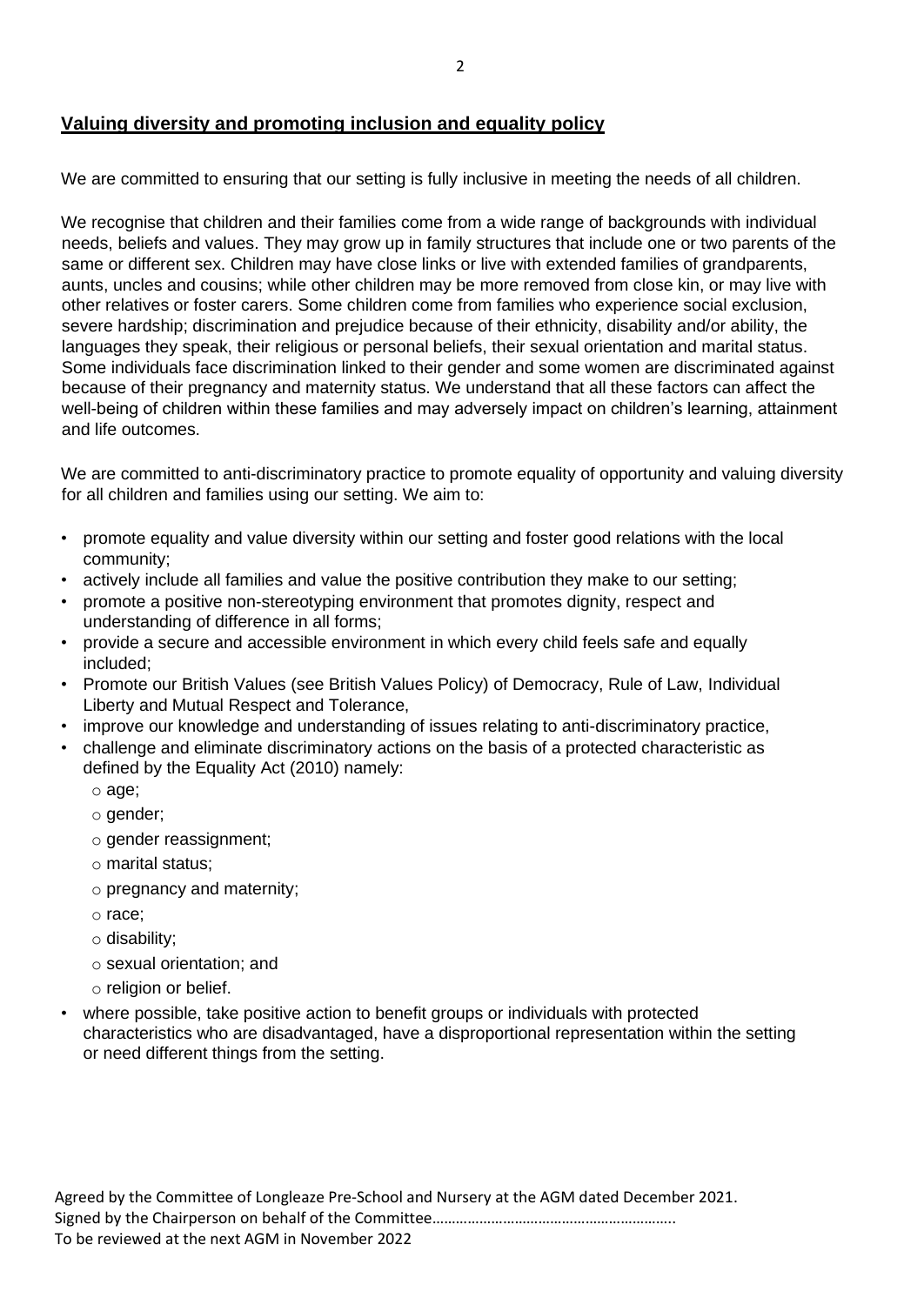## Valuing diversity and promoting inclusion and equality policy

We are committed to ensuring that our setting is fully inclusive in meeting the needs of all children.

We recognise that children and their families come from a wide range of backgrounds with individual needs, beliefs and values. They may grow up in family structures that include one or two parents of the same or different sex. Children may have close links or live with extended families of grandparents, aunts, uncles and cousins; while other children may be more removed from close kin, or may live with other relatives or foster carers. Some children come from families who experience social exclusion, severe hardship; discrimination and prejudice because of their ethnicity, disability and/or ability, the languages they speak, their religious or personal beliefs, their sexual orientation and marital status. Some individuals face discrimination linked to their gender and some women are discriminated against because of their pregnancy and maternity status. We understand that all these factors can affect the well-being of children within these families and may adversely impact on children's learning, attainment and life outcomes.

We are committed to anti-discriminatory practice to promote equality of opportunity and valuing diversity for all children and families using our setting. We aim to:

- promote equality and value diversity within our setting and foster good relations with the local community;
- actively include all families and value the positive contribution they make to our setting;
- promote a positive non-stereotyping environment that promotes dignity, respect and understanding of difference in all forms;
- provide a secure and accessible environment in which every child feels safe and equally included;
- Promote our British Values (see British Values Policy) of Democracy, Rule of Law, Individual Liberty and Mutual Respect and Tolerance,
- improve our knowledge and understanding of issues relating to anti-discriminatory practice,
- challenge and eliminate discriminatory actions on the basis of a protected characteristic as defined by the Equality Act (2010) namely:
  - age;
  - gender;
  - gender reassignment;
  - marital status;
  - pregnancy and maternity;
  - race;
  - disability;
  - sexual orientation; and
  - religion or belief.
- where possible, take positive action to benefit groups or individuals with protected characteristics who are disadvantaged, have a disproportional representation within the setting or need different things from the setting.

Agreed by the Committee of Longleaze Pre-School and Nursery at the AGM dated December 2021.
Signed by the Chairperson on behalf of the Committee……………………………………………………
To be reviewed at the next AGM in November 2022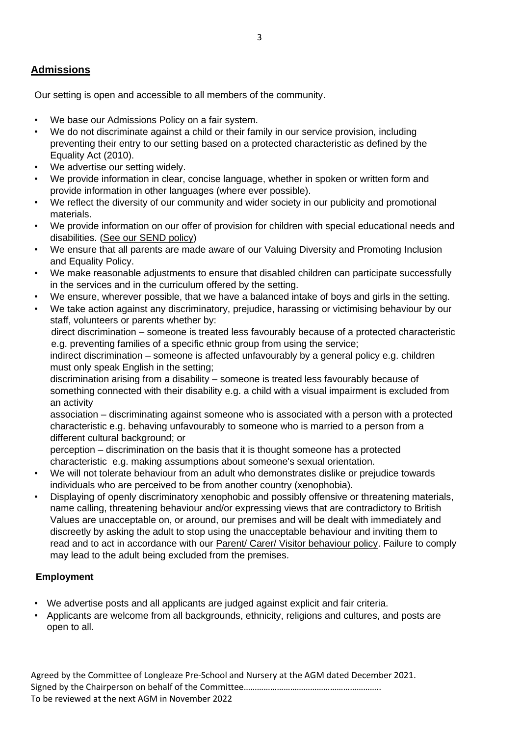## Admissions

Our setting is open and accessible to all members of the community.

- We base our Admissions Policy on a fair system.
- We do not discriminate against a child or their family in our service provision, including preventing their entry to our setting based on a protected characteristic as defined by the Equality Act (2010).
- We advertise our setting widely.
- We provide information in clear, concise language, whether in spoken or written form and provide information in other languages (where ever possible).
- We reflect the diversity of our community and wider society in our publicity and promotional materials.
- We provide information on our offer of provision for children with special educational needs and disabilities. (See our SEND policy)
- We ensure that all parents are made aware of our Valuing Diversity and Promoting Inclusion and Equality Policy.
- We make reasonable adjustments to ensure that disabled children can participate successfully in the services and in the curriculum offered by the setting.
- We ensure, wherever possible, that we have a balanced intake of boys and girls in the setting.
- We take action against any discriminatory, prejudice, harassing or victimising behaviour by our staff, volunteers or parents whether by:

  direct discrimination – someone is treated less favourably because of a protected characteristic e.g. preventing families of a specific ethnic group from using the service;

  indirect discrimination – someone is affected unfavourably by a general policy e.g. children must only speak English in the setting;

  discrimination arising from a disability – someone is treated less favourably because of something connected with their disability e.g. a child with a visual impairment is excluded from an activity

  association – discriminating against someone who is associated with a person with a protected characteristic e.g. behaving unfavourably to someone who is married to a person from a different cultural background; or

  perception – discrimination on the basis that it is thought someone has a protected characteristic e.g. making assumptions about someone's sexual orientation.
- We will not tolerate behaviour from an adult who demonstrates dislike or prejudice towards individuals who are perceived to be from another country (xenophobia).
- Displaying of openly discriminatory xenophobic and possibly offensive or threatening materials, name calling, threatening behaviour and/or expressing views that are contradictory to British Values are unacceptable on, or around, our premises and will be dealt with immediately and discreetly by asking the adult to stop using the unacceptable behaviour and inviting them to read and to act in accordance with our Parent/ Carer/ Visitor behaviour policy. Failure to comply may lead to the adult being excluded from the premises.

### Employment

- We advertise posts and all applicants are judged against explicit and fair criteria.
- Applicants are welcome from all backgrounds, ethnicity, religions and cultures, and posts are open to all.

Agreed by the Committee of Longleaze Pre-School and Nursery at the AGM dated December 2021.
Signed by the Chairperson on behalf of the Committee……………………………………………………..
To be reviewed at the next AGM in November 2022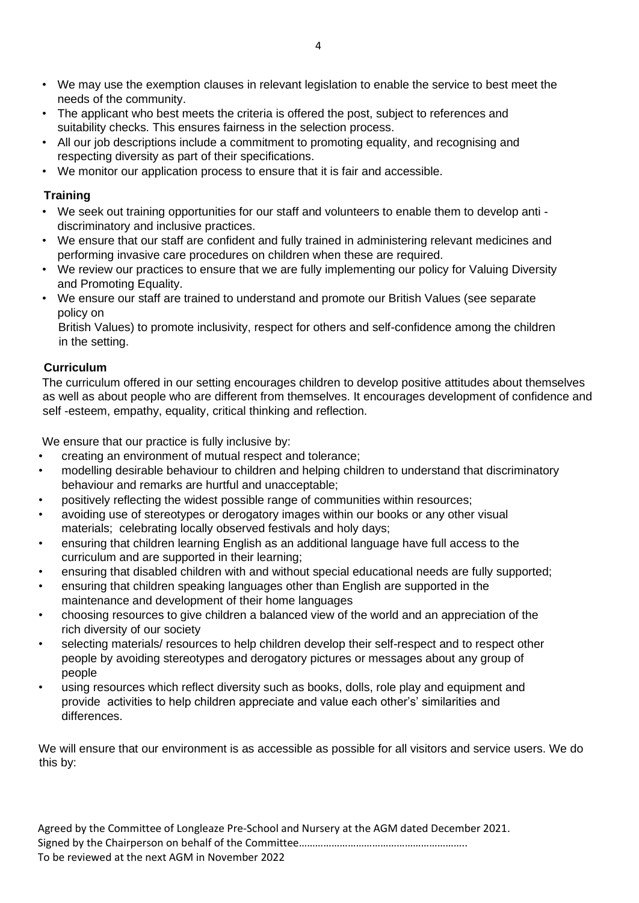- We may use the exemption clauses in relevant legislation to enable the service to best meet the needs of the community.
- The applicant who best meets the criteria is offered the post, subject to references and suitability checks. This ensures fairness in the selection process.
- All our job descriptions include a commitment to promoting equality, and recognising and respecting diversity as part of their specifications.
- We monitor our application process to ensure that it is fair and accessible.

**Training**

- We seek out training opportunities for our staff and volunteers to enable them to develop anti - discriminatory and inclusive practices.
- We ensure that our staff are confident and fully trained in administering relevant medicines and performing invasive care procedures on children when these are required.
- We review our practices to ensure that we are fully implementing our policy for Valuing Diversity and Promoting Equality.
- We ensure our staff are trained to understand and promote our British Values (see separate policy on British Values) to promote inclusivity, respect for others and self-confidence among the children in the setting.

**Curriculum**

The curriculum offered in our setting encourages children to develop positive attitudes about themselves as well as about people who are different from themselves. It encourages development of confidence and self -esteem, empathy, equality, critical thinking and reflection.

We ensure that our practice is fully inclusive by:

- creating an environment of mutual respect and tolerance;
- modelling desirable behaviour to children and helping children to understand that discriminatory behaviour and remarks are hurtful and unacceptable;
- positively reflecting the widest possible range of communities within resources;
- avoiding use of stereotypes or derogatory images within our books or any other visual materials; celebrating locally observed festivals and holy days;
- ensuring that children learning English as an additional language have full access to the curriculum and are supported in their learning;
- ensuring that disabled children with and without special educational needs are fully supported;
- ensuring that children speaking languages other than English are supported in the maintenance and development of their home languages
- choosing resources to give children a balanced view of the world and an appreciation of the rich diversity of our society
- selecting materials/ resources to help children develop their self-respect and to respect other people by avoiding stereotypes and derogatory pictures or messages about any group of people
- using resources which reflect diversity such as books, dolls, role play and equipment and provide activities to help children appreciate and value each other's' similarities and differences.

We will ensure that our environment is as accessible as possible for all visitors and service users. We do this by:

Agreed by the Committee of Longleaze Pre-School and Nursery at the AGM dated December 2021.
Signed by the Chairperson on behalf of the Committee…………………………………………………..
To be reviewed at the next AGM in November 2022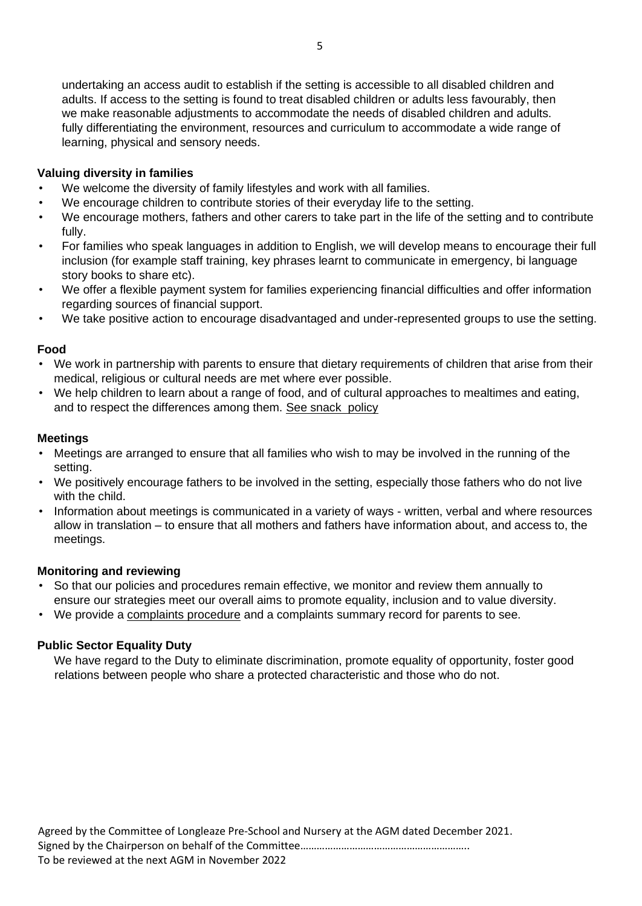undertaking an access audit to establish if the setting is accessible to all disabled children and adults. If access to the setting is found to treat disabled children or adults less favourably, then we make reasonable adjustments to accommodate the needs of disabled children and adults. fully differentiating the environment, resources and curriculum to accommodate a wide range of learning, physical and sensory needs.

**Valuing diversity in families**

- We welcome the diversity of family lifestyles and work with all families.
- We encourage children to contribute stories of their everyday life to the setting.
- We encourage mothers, fathers and other carers to take part in the life of the setting and to contribute fully.
- For families who speak languages in addition to English, we will develop means to encourage their full inclusion (for example staff training, key phrases learnt to communicate in emergency, bi language story books to share etc).
- We offer a flexible payment system for families experiencing financial difficulties and offer information regarding sources of financial support.
- We take positive action to encourage disadvantaged and under-represented groups to use the setting.

**Food**

- We work in partnership with parents to ensure that dietary requirements of children that arise from their medical, religious or cultural needs are met where ever possible.
- We help children to learn about a range of food, and of cultural approaches to mealtimes and eating, and to respect the differences among them. See snack policy

**Meetings**

- Meetings are arranged to ensure that all families who wish to may be involved in the running of the setting.
- We positively encourage fathers to be involved in the setting, especially those fathers who do not live with the child.
- Information about meetings is communicated in a variety of ways - written, verbal and where resources allow in translation – to ensure that all mothers and fathers have information about, and access to, the meetings.

**Monitoring and reviewing**

- So that our policies and procedures remain effective, we monitor and review them annually to ensure our strategies meet our overall aims to promote equality, inclusion and to value diversity.
- We provide a complaints procedure and a complaints summary record for parents to see.

**Public Sector Equality Duty**

We have regard to the Duty to eliminate discrimination, promote equality of opportunity, foster good relations between people who share a protected characteristic and those who do not.

Agreed by the Committee of Longleaze Pre-School and Nursery at the AGM dated December 2021.
Signed by the Chairperson on behalf of the Committee……………………………………………………..
To be reviewed at the next AGM in November 2022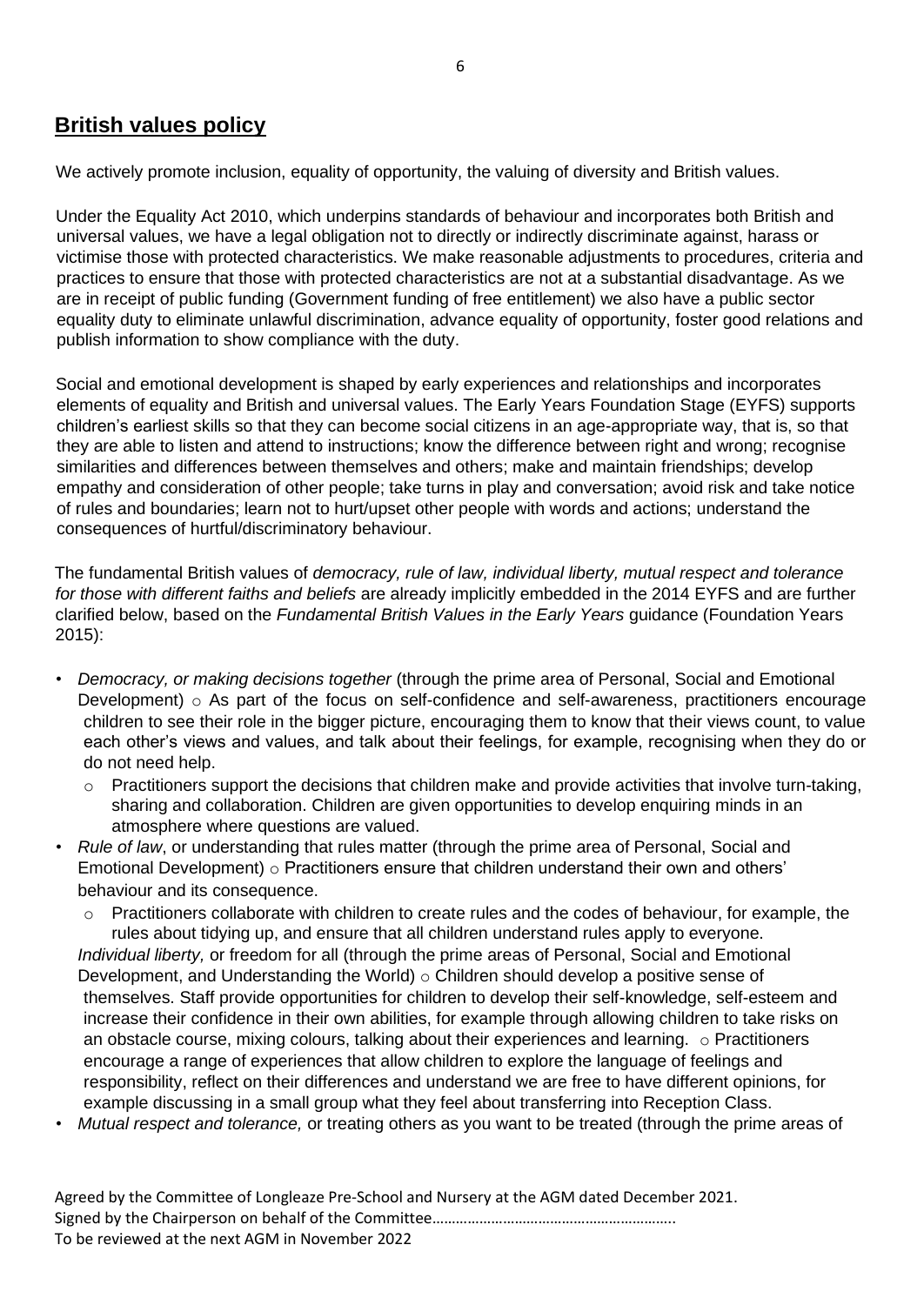## British values policy

We actively promote inclusion, equality of opportunity, the valuing of diversity and British values.

Under the Equality Act 2010, which underpins standards of behaviour and incorporates both British and universal values, we have a legal obligation not to directly or indirectly discriminate against, harass or victimise those with protected characteristics. We make reasonable adjustments to procedures, criteria and practices to ensure that those with protected characteristics are not at a substantial disadvantage. As we are in receipt of public funding (Government funding of free entitlement) we also have a public sector equality duty to eliminate unlawful discrimination, advance equality of opportunity, foster good relations and publish information to show compliance with the duty.

Social and emotional development is shaped by early experiences and relationships and incorporates elements of equality and British and universal values. The Early Years Foundation Stage (EYFS) supports children's earliest skills so that they can become social citizens in an age-appropriate way, that is, so that they are able to listen and attend to instructions; know the difference between right and wrong; recognise similarities and differences between themselves and others; make and maintain friendships; develop empathy and consideration of other people; take turns in play and conversation; avoid risk and take notice of rules and boundaries; learn not to hurt/upset other people with words and actions; understand the consequences of hurtful/discriminatory behaviour.

The fundamental British values of *democracy, rule of law, individual liberty, mutual respect and tolerance for those with different faiths and beliefs* are already implicitly embedded in the 2014 EYFS and are further clarified below, based on the *Fundamental British Values in the Early Years* guidance (Foundation Years 2015):

- *Democracy, or making decisions together* (through the prime area of Personal, Social and Emotional Development)
  - As part of the focus on self-confidence and self-awareness, practitioners encourage children to see their role in the bigger picture, encouraging them to know that their views count, to value each other's views and values, and talk about their feelings, for example, recognising when they do or do not need help.
  - Practitioners support the decisions that children make and provide activities that involve turn-taking, sharing and collaboration. Children are given opportunities to develop enquiring minds in an atmosphere where questions are valued.
- *Rule of law*, or understanding that rules matter (through the prime area of Personal, Social and Emotional Development)
  - Practitioners ensure that children understand their own and others' behaviour and its consequence.
  - Practitioners collaborate with children to create rules and the codes of behaviour, for example, the rules about tidying up, and ensure that all children understand rules apply to everyone.
- *Individual liberty,* or freedom for all (through the prime areas of Personal, Social and Emotional Development, and Understanding the World)
  - Children should develop a positive sense of themselves. Staff provide opportunities for children to develop their self-knowledge, self-esteem and increase their confidence in their own abilities, for example through allowing children to take risks on an obstacle course, mixing colours, talking about their experiences and learning.
  - Practitioners encourage a range of experiences that allow children to explore the language of feelings and responsibility, reflect on their differences and understand we are free to have different opinions, for example discussing in a small group what they feel about transferring into Reception Class.
- *Mutual respect and tolerance,* or treating others as you want to be treated (through the prime areas of

Agreed by the Committee of Longleaze Pre-School and Nursery at the AGM dated December 2021.
Signed by the Chairperson on behalf of the Committee…………………………………………………..
To be reviewed at the next AGM in November 2022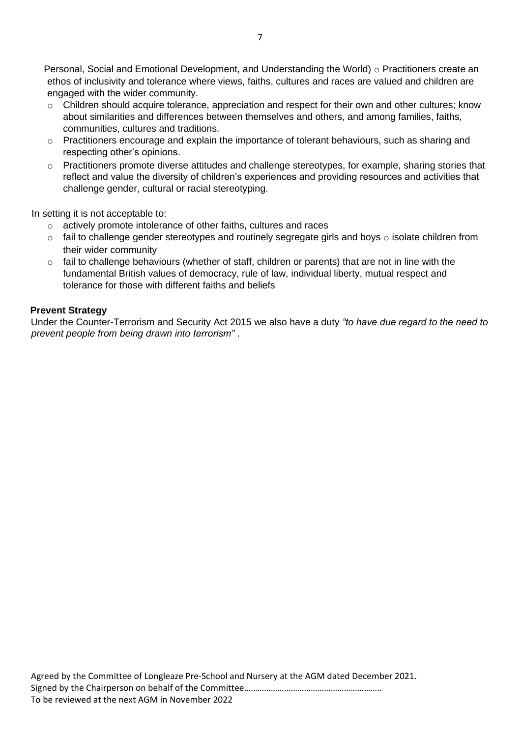Personal, Social and Emotional Development, and Understanding the World)

- Practitioners create an ethos of inclusivity and tolerance where views, faiths, cultures and races are valued and children are engaged with the wider community.
- Children should acquire tolerance, appreciation and respect for their own and other cultures; know about similarities and differences between themselves and others, and among families, faiths, communities, cultures and traditions.
- Practitioners encourage and explain the importance of tolerant behaviours, such as sharing and respecting other's opinions.
- Practitioners promote diverse attitudes and challenge stereotypes, for example, sharing stories that reflect and value the diversity of children's experiences and providing resources and activities that challenge gender, cultural or racial stereotyping.

In setting it is not acceptable to:

- actively promote intolerance of other faiths, cultures and races
- fail to challenge gender stereotypes and routinely segregate girls and boys
- isolate children from their wider community
- fail to challenge behaviours (whether of staff, children or parents) that are not in line with the fundamental British values of democracy, rule of law, individual liberty, mutual respect and tolerance for those with different faiths and beliefs

**Prevent Strategy**

Under the Counter-Terrorism and Security Act 2015 we also have a duty *"to have due regard to the need to prevent people from being drawn into terrorism"* .

Agreed by the Committee of Longleaze Pre-School and Nursery at the AGM dated December 2021.
Signed by the Chairperson on behalf of the Committee……………………………………………………..
To be reviewed at the next AGM in November 2022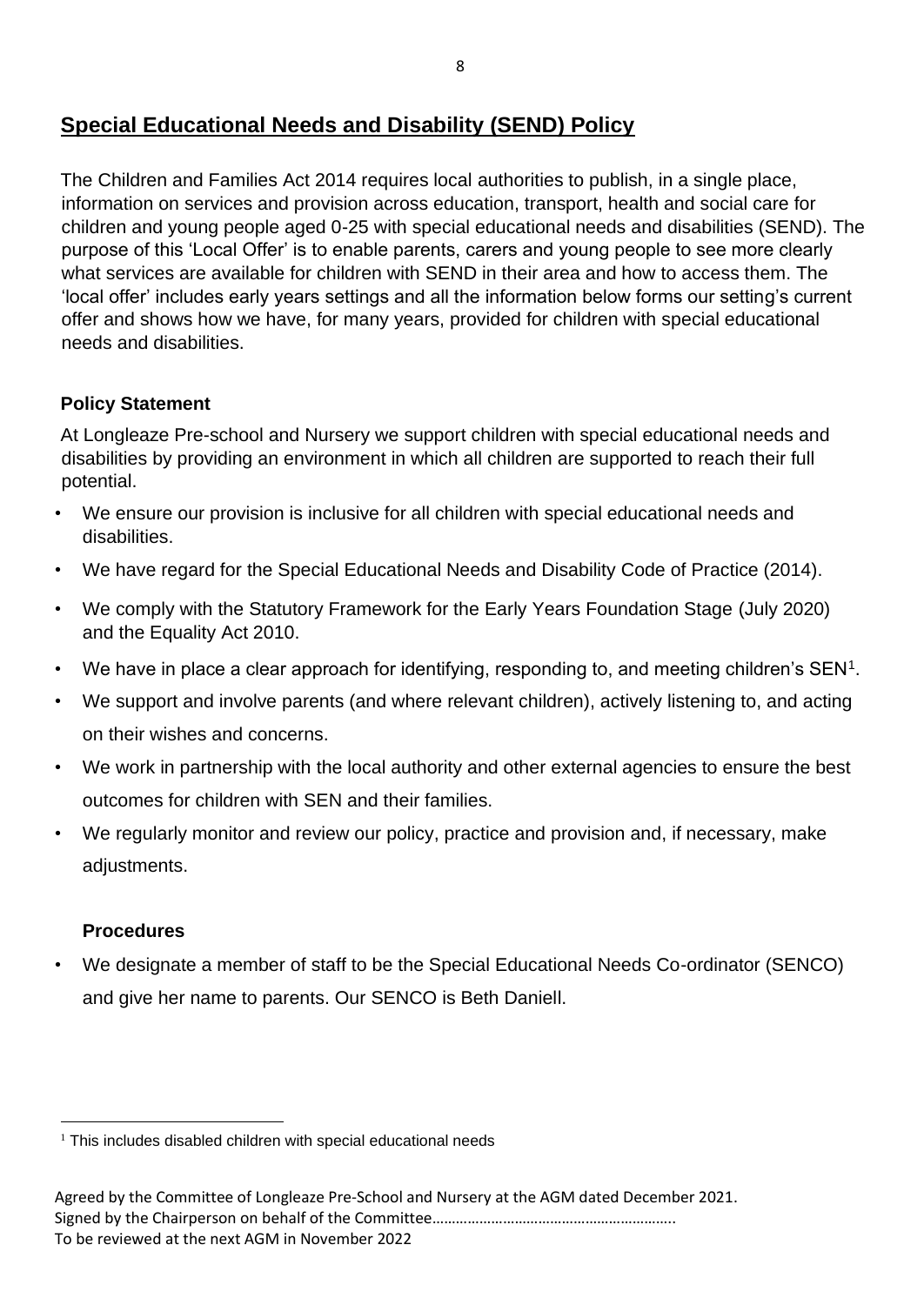## Special Educational Needs and Disability (SEND) Policy

The Children and Families Act 2014 requires local authorities to publish, in a single place, information on services and provision across education, transport, health and social care for children and young people aged 0-25 with special educational needs and disabilities (SEND). The purpose of this 'Local Offer' is to enable parents, carers and young people to see more clearly what services are available for children with SEND in their area and how to access them. The 'local offer' includes early years settings and all the information below forms our setting's current offer and shows how we have, for many years, provided for children with special educational needs and disabilities.

### Policy Statement

At Longleaze Pre-school and Nursery we support children with special educational needs and disabilities by providing an environment in which all children are supported to reach their full potential.

- We ensure our provision is inclusive for all children with special educational needs and disabilities.
- We have regard for the Special Educational Needs and Disability Code of Practice (2014).
- We comply with the Statutory Framework for the Early Years Foundation Stage (July 2020) and the Equality Act 2010.
- We have in place a clear approach for identifying, responding to, and meeting children's SEN[1].
- We support and involve parents (and where relevant children), actively listening to, and acting on their wishes and concerns.
- We work in partnership with the local authority and other external agencies to ensure the best outcomes for children with SEN and their families.
- We regularly monitor and review our policy, practice and provision and, if necessary, make adjustments.

### Procedures

- We designate a member of staff to be the Special Educational Needs Co-ordinator (SENCO) and give her name to parents. Our SENCO is Beth Daniell.

[1] This includes disabled children with special educational needs

Agreed by the Committee of Longleaze Pre-School and Nursery at the AGM dated December 2021.
Signed by the Chairperson on behalf of the Committee…………………………………………………..
To be reviewed at the next AGM in November 2022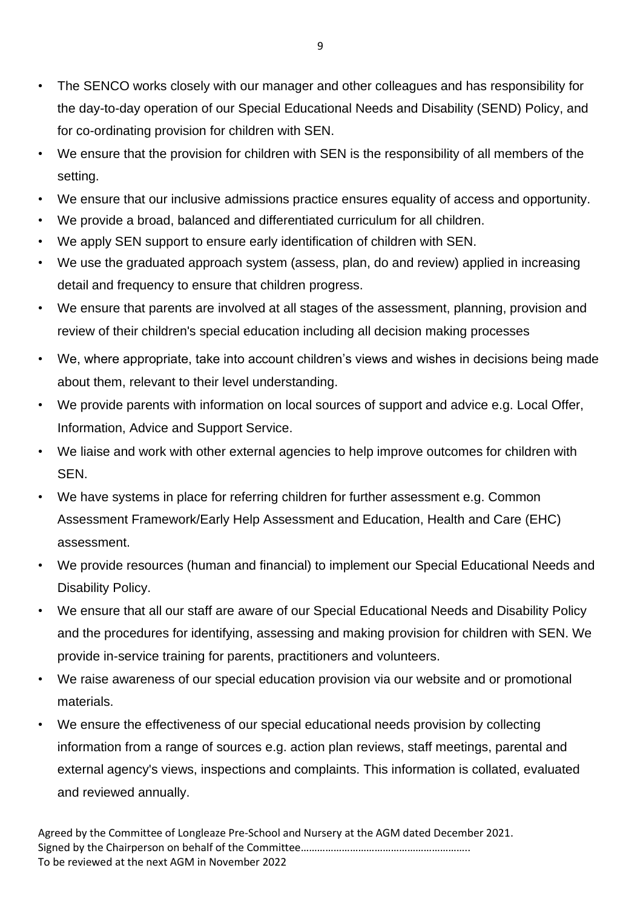- The SENCO works closely with our manager and other colleagues and has responsibility for the day-to-day operation of our Special Educational Needs and Disability (SEND) Policy, and for co-ordinating provision for children with SEN.
- We ensure that the provision for children with SEN is the responsibility of all members of the setting.
- We ensure that our inclusive admissions practice ensures equality of access and opportunity.
- We provide a broad, balanced and differentiated curriculum for all children.
- We apply SEN support to ensure early identification of children with SEN.
- We use the graduated approach system (assess, plan, do and review) applied in increasing detail and frequency to ensure that children progress.
- We ensure that parents are involved at all stages of the assessment, planning, provision and review of their children's special education including all decision making processes
- We, where appropriate, take into account children's views and wishes in decisions being made about them, relevant to their level understanding.
- We provide parents with information on local sources of support and advice e.g. Local Offer, Information, Advice and Support Service.
- We liaise and work with other external agencies to help improve outcomes for children with SEN.
- We have systems in place for referring children for further assessment e.g. Common Assessment Framework/Early Help Assessment and Education, Health and Care (EHC) assessment.
- We provide resources (human and financial) to implement our Special Educational Needs and Disability Policy.
- We ensure that all our staff are aware of our Special Educational Needs and Disability Policy and the procedures for identifying, assessing and making provision for children with SEN. We provide in-service training for parents, practitioners and volunteers.
- We raise awareness of our special education provision via our website and or promotional materials.
- We ensure the effectiveness of our special educational needs provision by collecting information from a range of sources e.g. action plan reviews, staff meetings, parental and external agency's views, inspections and complaints. This information is collated, evaluated and reviewed annually.

Agreed by the Committee of Longleaze Pre-School and Nursery at the AGM dated December 2021.
Signed by the Chairperson on behalf of the Committee…………………………………………………..
To be reviewed at the next AGM in November 2022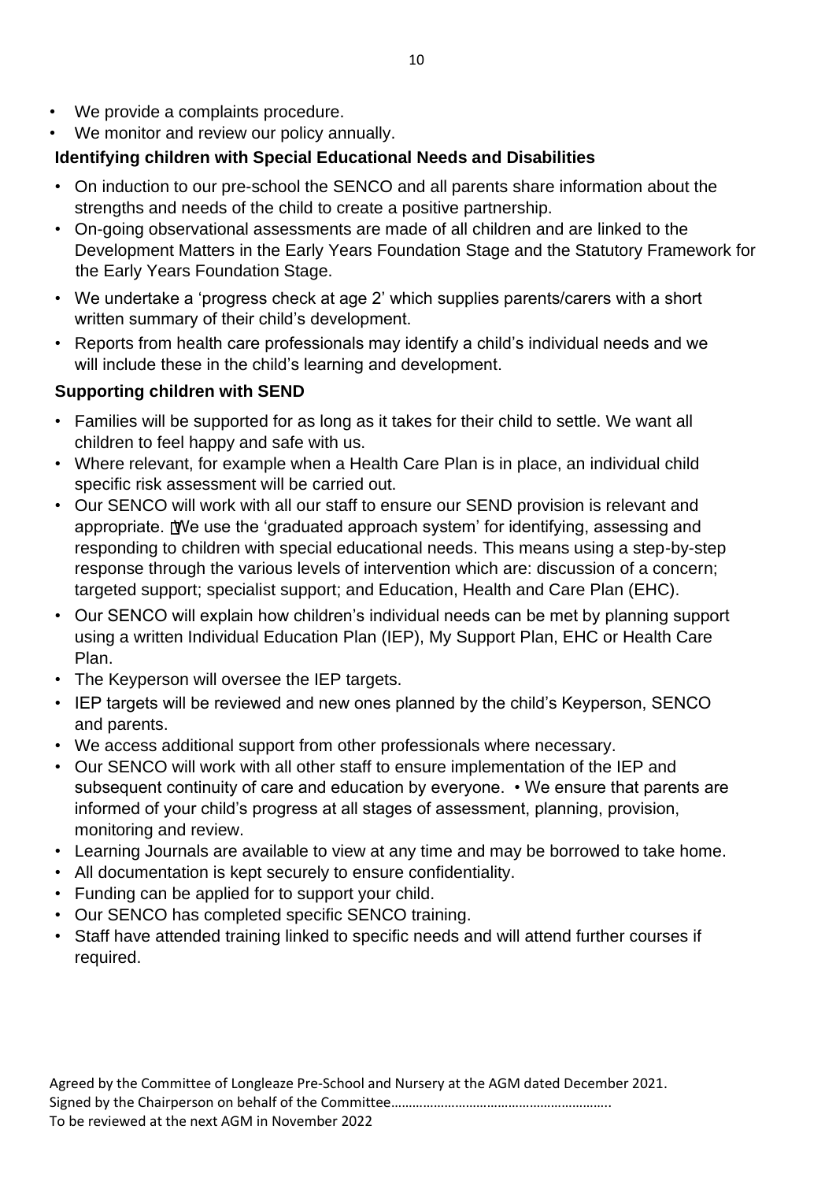- We provide a complaints procedure.
- We monitor and review our policy annually.

**Identifying children with Special Educational Needs and Disabilities**

- On induction to our pre-school the SENCO and all parents share information about the strengths and needs of the child to create a positive partnership.
- On-going observational assessments are made of all children and are linked to the Development Matters in the Early Years Foundation Stage and the Statutory Framework for the Early Years Foundation Stage.
- We undertake a 'progress check at age 2' which supplies parents/carers with a short written summary of their child's development.
- Reports from health care professionals may identify a child's individual needs and we will include these in the child's learning and development.

**Supporting children with SEND**

- Families will be supported for as long as it takes for their child to settle. We want all children to feel happy and safe with us.
- Where relevant, for example when a Health Care Plan is in place, an individual child specific risk assessment will be carried out.
- Our SENCO will work with all our staff to ensure our SEND provision is relevant and appropriate. We use the 'graduated approach system' for identifying, assessing and responding to children with special educational needs. This means using a step-by-step response through the various levels of intervention which are: discussion of a concern; targeted support; specialist support; and Education, Health and Care Plan (EHC).
- Our SENCO will explain how children's individual needs can be met by planning support using a written Individual Education Plan (IEP), My Support Plan, EHC or Health Care Plan.
- The Keyperson will oversee the IEP targets.
- IEP targets will be reviewed and new ones planned by the child's Keyperson, SENCO and parents.
- We access additional support from other professionals where necessary.
- Our SENCO will work with all other staff to ensure implementation of the IEP and subsequent continuity of care and education by everyone. • We ensure that parents are informed of your child's progress at all stages of assessment, planning, provision, monitoring and review.
- Learning Journals are available to view at any time and may be borrowed to take home.
- All documentation is kept securely to ensure confidentiality.
- Funding can be applied for to support your child.
- Our SENCO has completed specific SENCO training.
- Staff have attended training linked to specific needs and will attend further courses if required.

Agreed by the Committee of Longleaze Pre-School and Nursery at the AGM dated December 2021.
Signed by the Chairperson on behalf of the Committee……………………………………………………..
To be reviewed at the next AGM in November 2022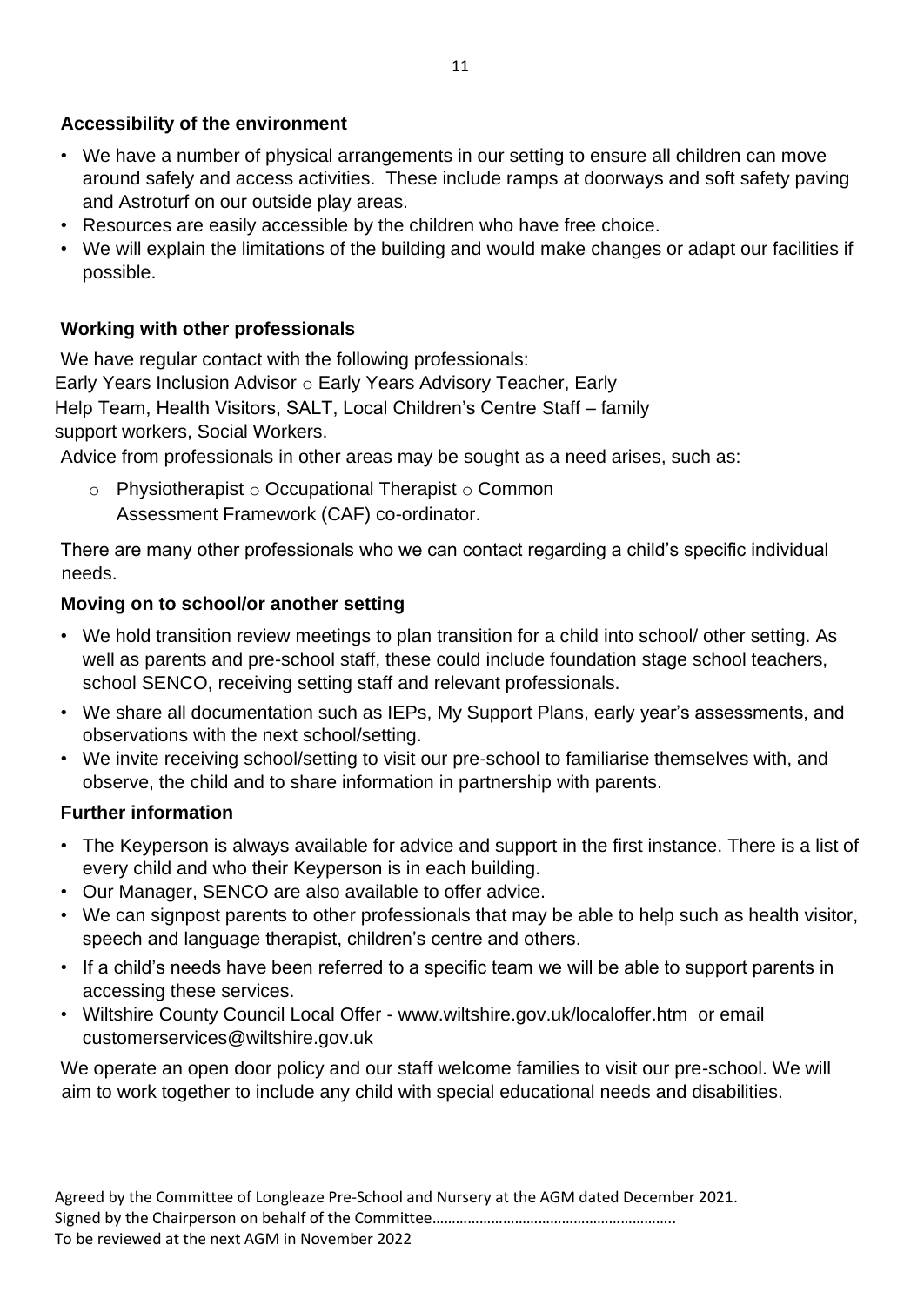**Accessibility of the environment**

- We have a number of physical arrangements in our setting to ensure all children can move around safely and access activities. These include ramps at doorways and soft safety paving and Astroturf on our outside play areas.
- Resources are easily accessible by the children who have free choice.
- We will explain the limitations of the building and would make changes or adapt our facilities if possible.

**Working with other professionals**

We have regular contact with the following professionals:
Early Years Inclusion Advisor o Early Years Advisory Teacher, Early Help Team, Health Visitors, SALT, Local Children's Centre Staff – family support workers, Social Workers.

Advice from professionals in other areas may be sought as a need arises, such as:

- o Physiotherapist o Occupational Therapist o Common Assessment Framework (CAF) co-ordinator.

There are many other professionals who we can contact regarding a child's specific individual needs.

**Moving on to school/or another setting**

- We hold transition review meetings to plan transition for a child into school/ other setting. As well as parents and pre-school staff, these could include foundation stage school teachers, school SENCO, receiving setting staff and relevant professionals.
- We share all documentation such as IEPs, My Support Plans, early year's assessments, and observations with the next school/setting.
- We invite receiving school/setting to visit our pre-school to familiarise themselves with, and observe, the child and to share information in partnership with parents.

**Further information**

- The Keyperson is always available for advice and support in the first instance. There is a list of every child and who their Keyperson is in each building.
- Our Manager, SENCO are also available to offer advice.
- We can signpost parents to other professionals that may be able to help such as health visitor, speech and language therapist, children's centre and others.
- If a child's needs have been referred to a specific team we will be able to support parents in accessing these services.
- Wiltshire County Council Local Offer - www.wiltshire.gov.uk/localoffer.htm or email customerservices@wiltshire.gov.uk

We operate an open door policy and our staff welcome families to visit our pre-school. We will aim to work together to include any child with special educational needs and disabilities.

Agreed by the Committee of Longleaze Pre-School and Nursery at the AGM dated December 2021.
Signed by the Chairperson on behalf of the Committee…………………………………………………..
To be reviewed at the next AGM in November 2022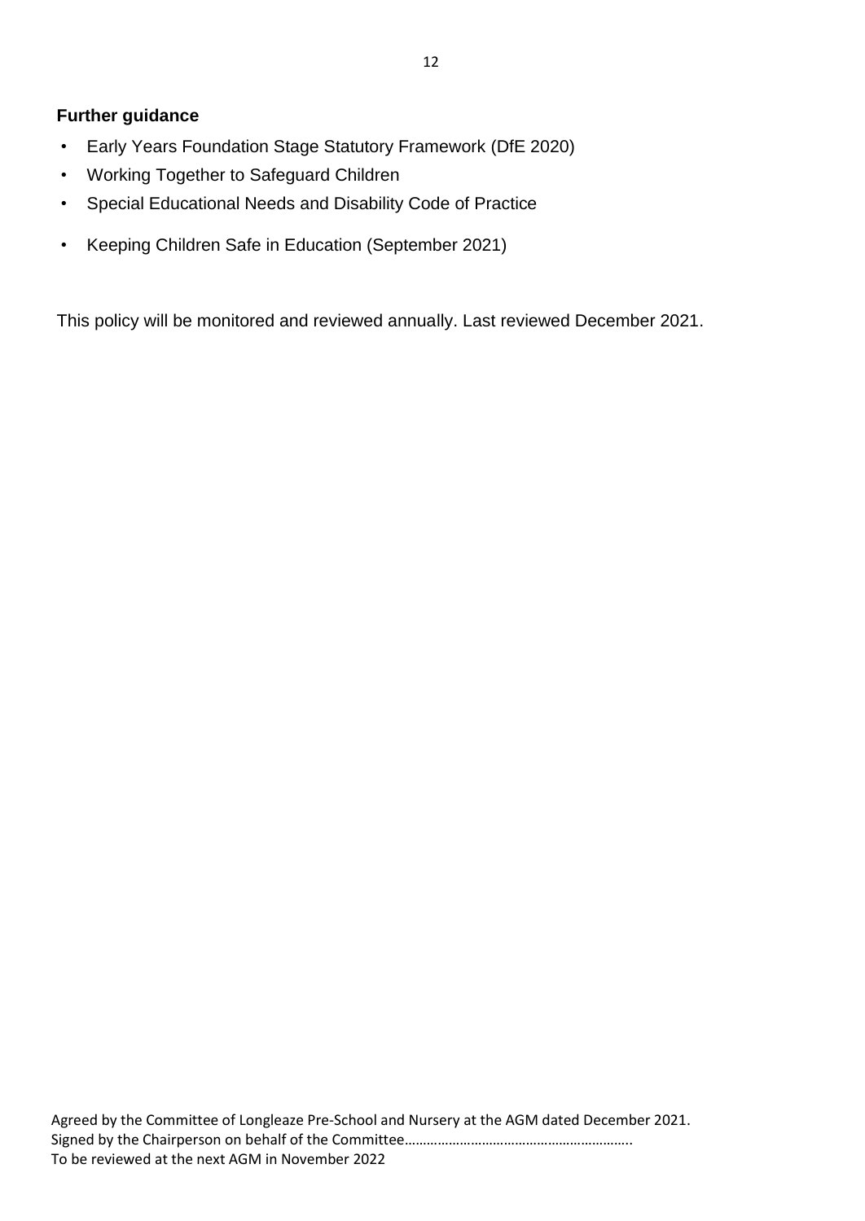**Further guidance**

- Early Years Foundation Stage Statutory Framework (DfE 2020)
- Working Together to Safeguard Children
- Special Educational Needs and Disability Code of Practice
- Keeping Children Safe in Education (September 2021)

This policy will be monitored and reviewed annually. Last reviewed December 2021.

Agreed by the Committee of Longleaze Pre-School and Nursery at the AGM dated December 2021.
Signed by the Chairperson on behalf of the Committee…………………………………………………..
To be reviewed at the next AGM in November 2022